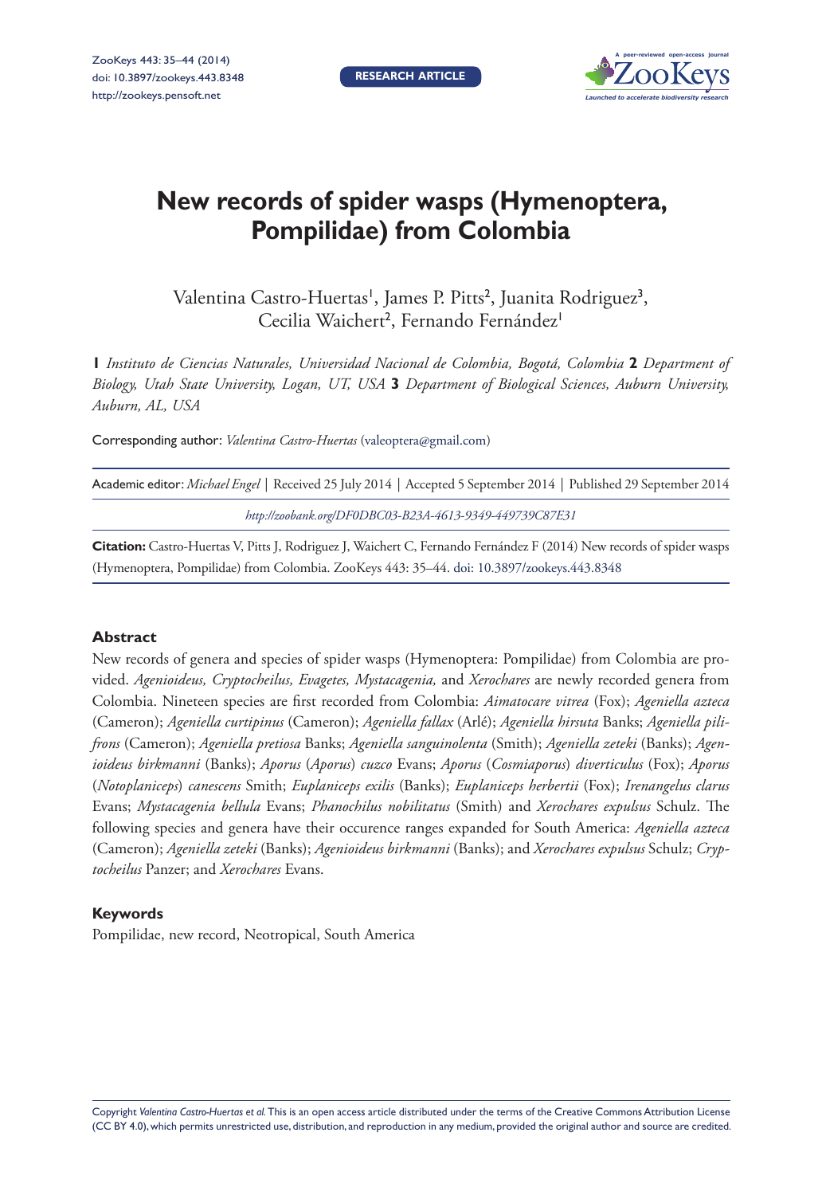# New records of spider wasps (Hymenoptera, Pompilidae) from Colombia

Valentina Castro-Huertas[1], James P. Pitts[2], Juanita Rodriguez[3], Cecilia Waichert[2], Fernando Fernández[1]

**1** *Instituto de Ciencias Naturales, Universidad Nacional de Colombia, Bogotá, Colombia* **2** *Department of Biology, Utah State University, Logan, UT, USA* **3** *Department of Biological Sciences, Auburn University, Auburn, AL, USA*

Corresponding author: *Valentina Castro-Huertas* (valeoptera@gmail.com)

Academic editor: *Michael Engel* | Received 25 July 2014 | Accepted 5 September 2014 | Published 29 September 2014

*http://zoobank.org/DF0DBC03-B23A-4613-9349-449739C87E31*

**Citation:** Castro-Huertas V, Pitts J, Rodriguez J, Waichert C, Fernando Fernández F (2014) New records of spider wasps (Hymenoptera, Pompilidae) from Colombia. ZooKeys 443: 35–44. doi: 10.3897/zookeys.443.8348

## Abstract

New records of genera and species of spider wasps (Hymenoptera: Pompilidae) from Colombia are provided. *Agenioideus, Cryptocheilus, Evagetes, Mystacagenia,* and *Xerochares* are newly recorded genera from Colombia. Nineteen species are first recorded from Colombia: *Aimatocare vitrea* (Fox); *Ageniella azteca* (Cameron); *Ageniella curtipinus* (Cameron); *Ageniella fallax* (Arlé); *Ageniella hirsuta* Banks; *Ageniella pilifrons* (Cameron); *Ageniella pretiosa* Banks; *Ageniella sanguinolenta* (Smith); *Ageniella zeteki* (Banks); *Agenioideus birkmanni* (Banks); *Aporus* (*Aporus*) *cuzco* Evans; *Aporus* (*Cosmiaporus*) *diverticulus* (Fox); *Aporus* (*Notoplaniceps*) *canescens* Smith; *Euplaniceps exilis* (Banks); *Euplaniceps herbertii* (Fox); *Irenangelus clarus* Evans; *Mystacagenia bellula* Evans; *Phanochilus nobilitatus* (Smith) and *Xerochares expulsus* Schulz. The following species and genera have their occurence ranges expanded for South America: *Ageniella azteca* (Cameron); *Ageniella zeteki* (Banks); *Agenioideus birkmanni* (Banks); and *Xerochares expulsus* Schulz; *Cryptocheilus* Panzer; and *Xerochares* Evans.

## Keywords

Pompilidae, new record, Neotropical, South America

Copyright *Valentina Castro-Huertas et al.* This is an open access article distributed under the terms of the Creative Commons Attribution License (CC BY 4.0), which permits unrestricted use, distribution, and reproduction in any medium, provided the original author and source are credited.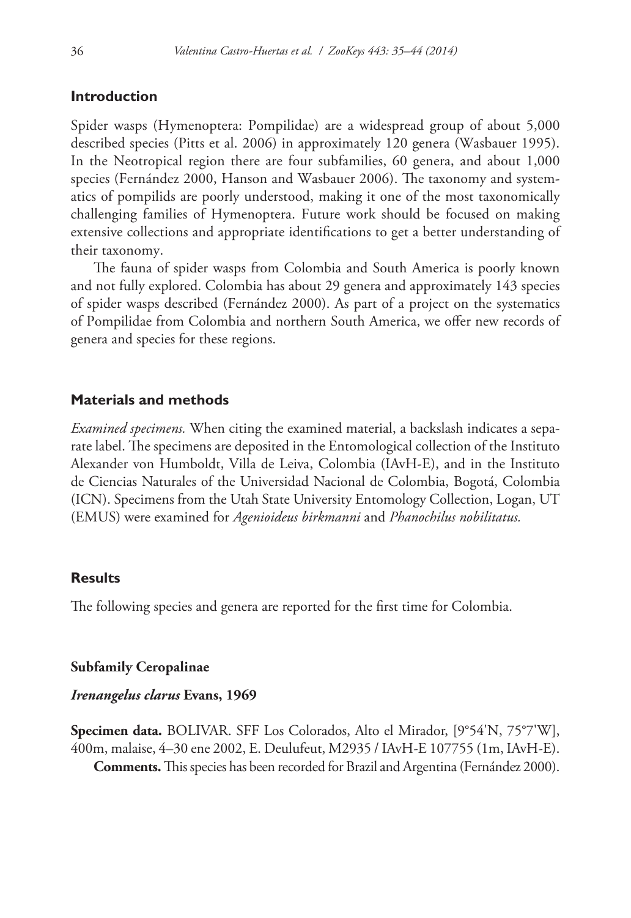## Introduction

Spider wasps (Hymenoptera: Pompilidae) are a widespread group of about 5,000 described species (Pitts et al. 2006) in approximately 120 genera (Wasbauer 1995). In the Neotropical region there are four subfamilies, 60 genera, and about 1,000 species (Fernández 2000, Hanson and Wasbauer 2006). The taxonomy and systematics of pompilids are poorly understood, making it one of the most taxonomically challenging families of Hymenoptera. Future work should be focused on making extensive collections and appropriate identifications to get a better understanding of their taxonomy.

The fauna of spider wasps from Colombia and South America is poorly known and not fully explored. Colombia has about 29 genera and approximately 143 species of spider wasps described (Fernández 2000). As part of a project on the systematics of Pompilidae from Colombia and northern South America, we offer new records of genera and species for these regions.

## Materials and methods

*Examined specimens.* When citing the examined material, a backslash indicates a separate label. The specimens are deposited in the Entomological collection of the Instituto Alexander von Humboldt, Villa de Leiva, Colombia (IAvH-E), and in the Instituto de Ciencias Naturales of the Universidad Nacional de Colombia, Bogotá, Colombia (ICN). Specimens from the Utah State University Entomology Collection, Logan, UT (EMUS) were examined for *Agenioideus birkmanni* and *Phanochilus nobilitatus.*

## Results

The following species and genera are reported for the first time for Colombia.

### Subfamily Ceropalinae

#### *Irenangelus clarus* Evans, 1969

**Specimen data.** BOLIVAR. SFF Los Colorados, Alto el Mirador, [9°54'N, 75°7'W], 400m, malaise, 4–30 ene 2002, E. Deulufeut, M2935 / IAvH-E 107755 (1m, IAvH-E).

**Comments.** This species has been recorded for Brazil and Argentina (Fernández 2000).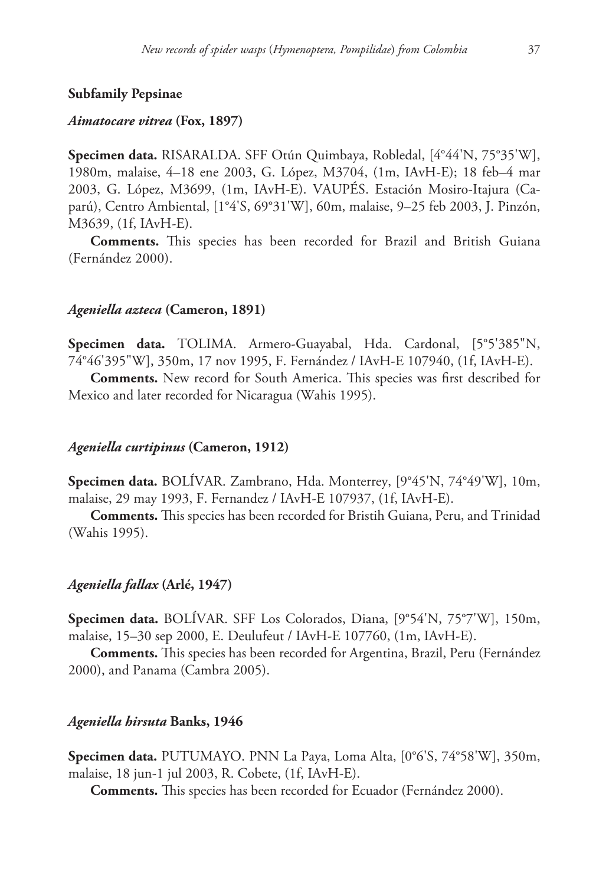### Subfamily Pepsinae

#### *Aimatocare vitrea* (Fox, 1897)

**Specimen data.** RISARALDA. SFF Otún Quimbaya, Robledal, [4°44'N, 75°35'W], 1980m, malaise, 4–18 ene 2003, G. López, M3704, (1m, IAvH-E); 18 feb–4 mar 2003, G. López, M3699, (1m, IAvH-E). VAUPÉS. Estación Mosiro-Itajura (Caparú), Centro Ambiental, [1°4'S, 69°31'W], 60m, malaise, 9–25 feb 2003, J. Pinzón, M3639, (1f, IAvH-E).

**Comments.** This species has been recorded for Brazil and British Guiana (Fernández 2000).

#### *Ageniella azteca* (Cameron, 1891)

**Specimen data.** TOLIMA. Armero-Guayabal, Hda. Cardonal, [5°5'385"N, 74°46'395"W], 350m, 17 nov 1995, F. Fernández / IAvH-E 107940, (1f, IAvH-E).

**Comments.** New record for South America. This species was first described for Mexico and later recorded for Nicaragua (Wahis 1995).

#### *Ageniella curtipinus* (Cameron, 1912)

**Specimen data.** BOLÍVAR. Zambrano, Hda. Monterrey, [9°45'N, 74°49'W], 10m, malaise, 29 may 1993, F. Fernandez / IAvH-E 107937, (1f, IAvH-E).

**Comments.** This species has been recorded for Bristih Guiana, Peru, and Trinidad (Wahis 1995).

#### *Ageniella fallax* (Arlé, 1947)

**Specimen data.** BOLÍVAR. SFF Los Colorados, Diana, [9°54'N, 75°7'W], 150m, malaise, 15–30 sep 2000, E. Deulufeut / IAvH-E 107760, (1m, IAvH-E).

**Comments.** This species has been recorded for Argentina, Brazil, Peru (Fernández 2000), and Panama (Cambra 2005).

#### *Ageniella hirsuta* Banks, 1946

**Specimen data.** PUTUMAYO. PNN La Paya, Loma Alta, [0°6'S, 74°58'W], 350m, malaise, 18 jun-1 jul 2003, R. Cobete, (1f, IAvH-E).

**Comments.** This species has been recorded for Ecuador (Fernández 2000).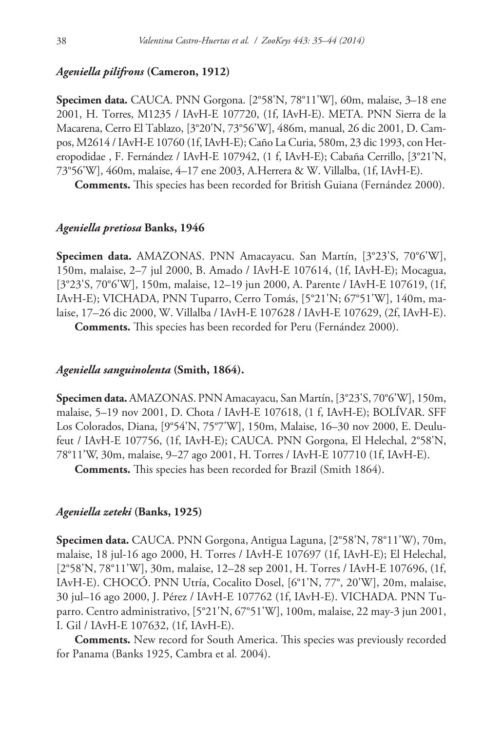### *Ageniella pilifrons* (Cameron, 1912)

**Specimen data.** CAUCA. PNN Gorgona. [2°58'N, 78°11'W], 60m, malaise, 3–18 ene 2001, H. Torres, M1235 / IAvH-E 107720, (1f, IAvH-E). META. PNN Sierra de la Macarena, Cerro El Tablazo, [3°20'N, 73°56'W], 486m, manual, 26 dic 2001, D. Campos, M2614 / IAvH-E 10760 (1f, IAvH-E); Caño La Curia, 580m, 23 dic 1993, con Heteropodidae , F. Fernández / IAvH-E 107942, (1 f, IAvH-E); Cabaña Cerrillo, [3°21'N, 73°56'W], 460m, malaise, 4–17 ene 2003, A.Herrera & W. Villalba, (1f, IAvH-E).

**Comments.** This species has been recorded for British Guiana (Fernández 2000).

### *Ageniella pretiosa* Banks, 1946

**Specimen data.** AMAZONAS. PNN Amacayacu. San Martín, [3°23'S, 70°6'W], 150m, malaise, 2–7 jul 2000, B. Amado / IAvH-E 107614, (1f, IAvH-E); Mocagua, [3°23'S, 70°6'W], 150m, malaise, 12–19 jun 2000, A. Parente / IAvH-E 107619, (1f, IAvH-E); VICHADA, PNN Tuparro, Cerro Tomás, [5°21'N; 67°51'W], 140m, malaise, 17–26 dic 2000, W. Villalba / IAvH-E 107628 / IAvH-E 107629, (2f, IAvH-E).

**Comments.** This species has been recorded for Peru (Fernández 2000).

### *Ageniella sanguinolenta* (Smith, 1864).

**Specimen data.** AMAZONAS. PNN Amacayacu, San Martín, [3°23'S, 70°6'W], 150m, malaise, 5–19 nov 2001, D. Chota / IAvH-E 107618, (1 f, IAvH-E); BOLÍVAR. SFF Los Colorados, Diana, [9°54'N, 75°7'W], 150m, Malaise, 16–30 nov 2000, E. Deulufeut / IAvH-E 107756, (1f, IAvH-E); CAUCA. PNN Gorgona, El Helechal, 2°58'N, 78°11'W, 30m, malaise, 9–27 ago 2001, H. Torres / IAvH-E 107710 (1f, IAvH-E).

**Comments.** This species has been recorded for Brazil (Smith 1864).

### *Ageniella zeteki* (Banks, 1925)

**Specimen data.** CAUCA. PNN Gorgona, Antigua Laguna, [2°58'N, 78°11'W), 70m, malaise, 18 jul-16 ago 2000, H. Torres / IAvH-E 107697 (1f, IAvH-E); El Helechal, [2°58'N, 78°11'W], 30m, malaise, 12–28 sep 2001, H. Torres / IAvH-E 107696, (1f, IAvH-E). CHOCÓ. PNN Utría, Cocalito Dosel, [6°1'N, 77°, 20'W], 20m, malaise, 30 jul–16 ago 2000, J. Pérez / IAvH-E 107762 (1f, IAvH-E). VICHADA. PNN Tuparro. Centro administrativo, [5°21'N, 67°51'W], 100m, malaise, 22 may-3 jun 2001, I. Gil / IAvH-E 107632, (1f, IAvH-E).

**Comments.** New record for South America. This species was previously recorded for Panama (Banks 1925, Cambra et al. 2004).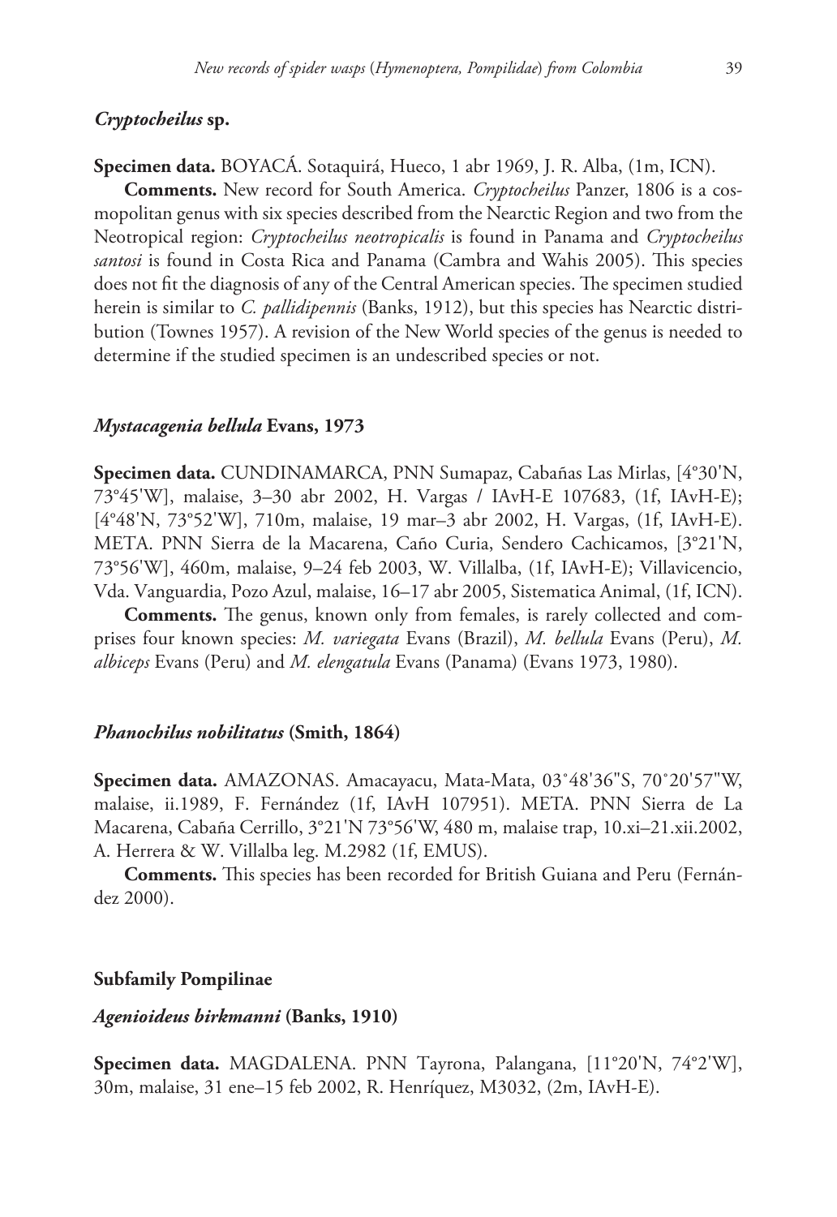### *Cryptocheilus* sp.

**Specimen data.** BOYACÁ. Sotaquirá, Hueco, 1 abr 1969, J. R. Alba, (1m, ICN).

**Comments.** New record for South America. *Cryptocheilus* Panzer, 1806 is a cosmopolitan genus with six species described from the Nearctic Region and two from the Neotropical region: *Cryptocheilus neotropicalis* is found in Panama and *Cryptocheilus santosi* is found in Costa Rica and Panama (Cambra and Wahis 2005). This species does not fit the diagnosis of any of the Central American species. The specimen studied herein is similar to *C. pallidipennis* (Banks, 1912), but this species has Nearctic distribution (Townes 1957). A revision of the New World species of the genus is needed to determine if the studied specimen is an undescribed species or not.

### *Mystacagenia bellula* Evans, 1973

**Specimen data.** CUNDINAMARCA, PNN Sumapaz, Cabañas Las Mirlas, [4°30'N, 73°45'W], malaise, 3–30 abr 2002, H. Vargas / IAvH-E 107683, (1f, IAvH-E); [4°48'N, 73°52'W], 710m, malaise, 19 mar–3 abr 2002, H. Vargas, (1f, IAvH-E). META. PNN Sierra de la Macarena, Caño Curia, Sendero Cachicamos, [3°21'N, 73°56'W], 460m, malaise, 9–24 feb 2003, W. Villalba, (1f, IAvH-E); Villavicencio, Vda. Vanguardia, Pozo Azul, malaise, 16–17 abr 2005, Sistematica Animal, (1f, ICN).

**Comments.** The genus, known only from females, is rarely collected and comprises four known species: *M. variegata* Evans (Brazil), *M. bellula* Evans (Peru), *M. albiceps* Evans (Peru) and *M. elengatula* Evans (Panama) (Evans 1973, 1980).

### *Phanochilus nobilitatus* (Smith, 1864)

**Specimen data.** AMAZONAS. Amacayacu, Mata-Mata, 03˚48'36"S, 70˚20'57"W, malaise, ii.1989, F. Fernández (1f, IAvH 107951). META. PNN Sierra de La Macarena, Cabaña Cerrillo, 3°21'N 73°56'W, 480 m, malaise trap, 10.xi–21.xii.2002, A. Herrera & W. Villalba leg. M.2982 (1f, EMUS).

**Comments.** This species has been recorded for British Guiana and Peru (Fernández 2000).

## Subfamily Pompilinae

### *Agenioideus birkmanni* (Banks, 1910)

**Specimen data.** MAGDALENA. PNN Tayrona, Palangana, [11°20'N, 74°2'W], 30m, malaise, 31 ene–15 feb 2002, R. Henríquez, M3032, (2m, IAvH-E).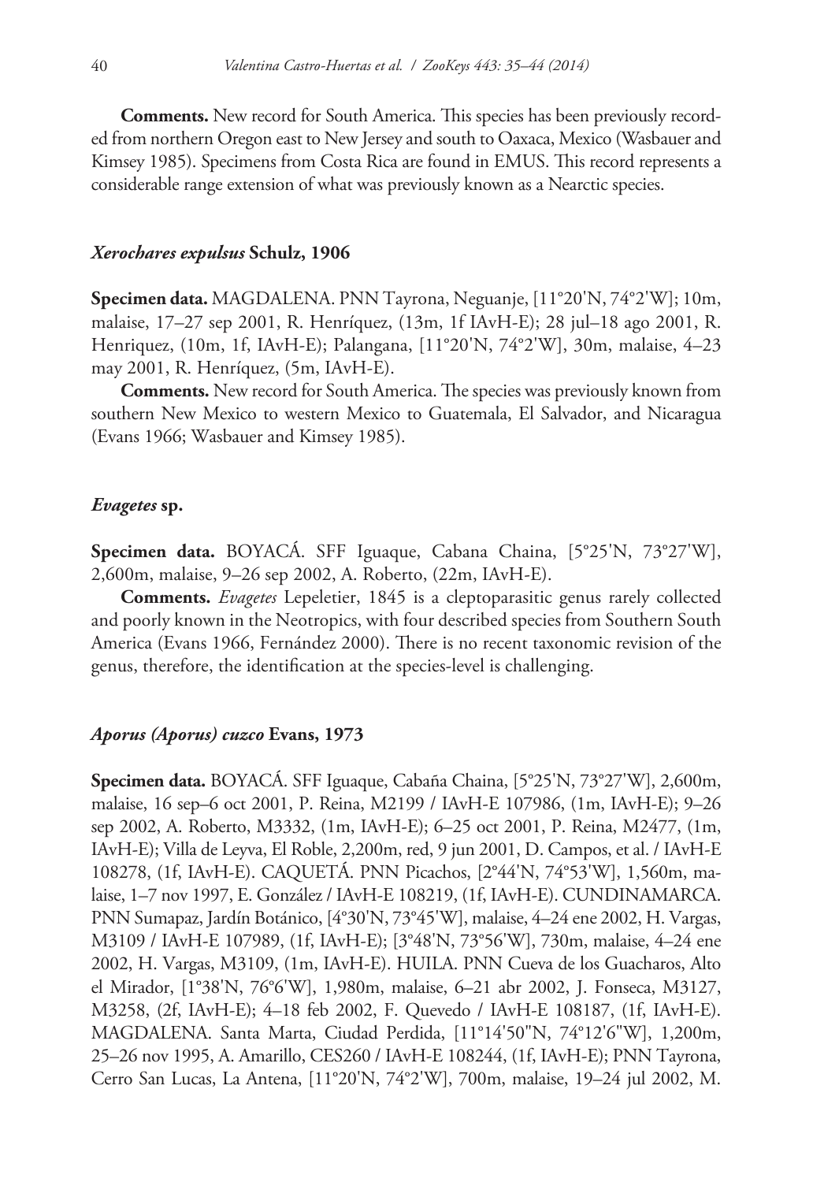**Comments.** New record for South America. This species has been previously recorded from northern Oregon east to New Jersey and south to Oaxaca, Mexico (Wasbauer and Kimsey 1985). Specimens from Costa Rica are found in EMUS. This record represents a considerable range extension of what was previously known as a Nearctic species.

### *Xerochares expulsus* Schulz, 1906

**Specimen data.** MAGDALENA. PNN Tayrona, Neguanje, [11°20'N, 74°2'W]; 10m, malaise, 17–27 sep 2001, R. Henríquez, (13m, 1f IAvH-E); 28 jul–18 ago 2001, R. Henriquez, (10m, 1f, IAvH-E); Palangana, [11°20'N, 74°2'W], 30m, malaise, 4–23 may 2001, R. Henríquez, (5m, IAvH-E).

**Comments.** New record for South America. The species was previously known from southern New Mexico to western Mexico to Guatemala, El Salvador, and Nicaragua (Evans 1966; Wasbauer and Kimsey 1985).

### *Evagetes* sp.

**Specimen data.** BOYACÁ. SFF Iguaque, Cabana Chaina, [5°25'N, 73°27'W], 2,600m, malaise, 9–26 sep 2002, A. Roberto, (22m, IAvH-E).

**Comments.** *Evagetes* Lepeletier, 1845 is a cleptoparasitic genus rarely collected and poorly known in the Neotropics, with four described species from Southern South America (Evans 1966, Fernández 2000). There is no recent taxonomic revision of the genus, therefore, the identification at the species-level is challenging.

### *Aporus (Aporus) cuzco* Evans, 1973

**Specimen data.** BOYACÁ. SFF Iguaque, Cabaña Chaina, [5°25'N, 73°27'W], 2,600m, malaise, 16 sep–6 oct 2001, P. Reina, M2199 / IAvH-E 107986, (1m, IAvH-E); 9–26 sep 2002, A. Roberto, M3332, (1m, IAvH-E); 6–25 oct 2001, P. Reina, M2477, (1m, IAvH-E); Villa de Leyva, El Roble, 2,200m, red, 9 jun 2001, D. Campos, et al. / IAvH-E 108278, (1f, IAvH-E). CAQUETÁ. PNN Picachos, [2°44'N, 74°53'W], 1,560m, malaise, 1–7 nov 1997, E. González / IAvH-E 108219, (1f, IAvH-E). CUNDINAMARCA. PNN Sumapaz, Jardín Botánico, [4°30'N, 73°45'W], malaise, 4–24 ene 2002, H. Vargas, M3109 / IAvH-E 107989, (1f, IAvH-E); [3°48'N, 73°56'W], 730m, malaise, 4–24 ene 2002, H. Vargas, M3109, (1m, IAvH-E). HUILA. PNN Cueva de los Guacharos, Alto el Mirador, [1°38'N, 76°6'W], 1,980m, malaise, 6–21 abr 2002, J. Fonseca, M3127, M3258, (2f, IAvH-E); 4–18 feb 2002, F. Quevedo / IAvH-E 108187, (1f, IAvH-E). MAGDALENA. Santa Marta, Ciudad Perdida, [11°14'50"N, 74°12'6"W], 1,200m, 25–26 nov 1995, A. Amarillo, CES260 / IAvH-E 108244, (1f, IAvH-E); PNN Tayrona, Cerro San Lucas, La Antena, [11°20'N, 74°2'W], 700m, malaise, 19–24 jul 2002, M.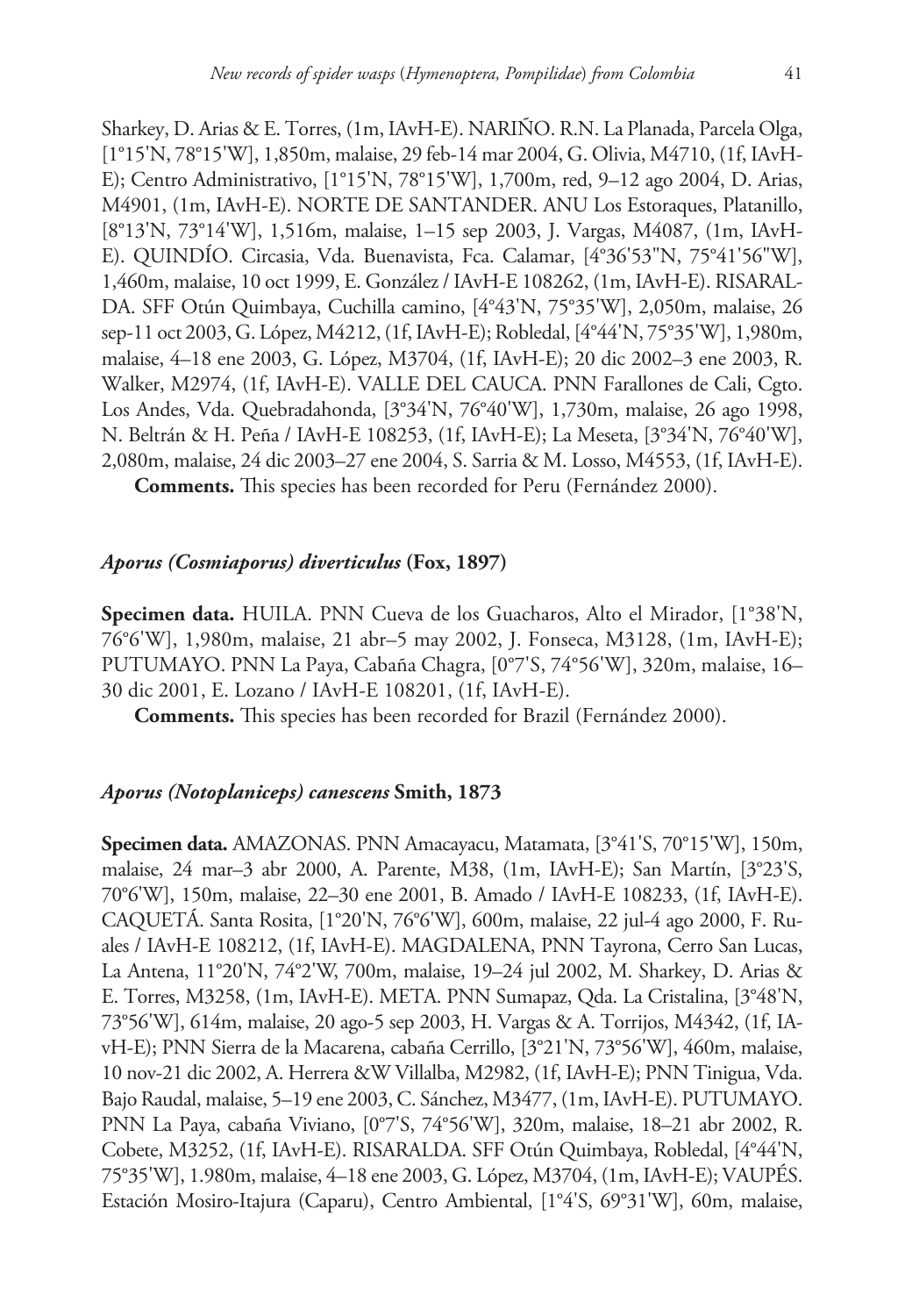Sharkey, D. Arias & E. Torres, (1m, IAvH-E). NARIÑO. R.N. La Planada, Parcela Olga, [1°15'N, 78°15'W], 1,850m, malaise, 29 feb-14 mar 2004, G. Olivia, M4710, (1f, IAvH-E); Centro Administrativo, [1°15'N, 78°15'W], 1,700m, red, 9–12 ago 2004, D. Arias, M4901, (1m, IAvH-E). NORTE DE SANTANDER. ANU Los Estoraques, Platanillo, [8°13'N, 73°14'W], 1,516m, malaise, 1–15 sep 2003, J. Vargas, M4087, (1m, IAvH-E). QUINDÍO. Circasia, Vda. Buenavista, Fca. Calamar, [4°36'53"N, 75°41'56"W], 1,460m, malaise, 10 oct 1999, E. González / IAvH-E 108262, (1m, IAvH-E). RISARALDA. SFF Otún Quimbaya, Cuchilla camino, [4°43'N, 75°35'W], 2,050m, malaise, 26 sep-11 oct 2003, G. López, M4212, (1f, IAvH-E); Robledal, [4°44'N, 75°35'W], 1,980m, malaise, 4–18 ene 2003, G. López, M3704, (1f, IAvH-E); 20 dic 2002–3 ene 2003, R. Walker, M2974, (1f, IAvH-E). VALLE DEL CAUCA. PNN Farallones de Cali, Cgto. Los Andes, Vda. Quebradahonda, [3°34'N, 76°40'W], 1,730m, malaise, 26 ago 1998, N. Beltrán & H. Peña / IAvH-E 108253, (1f, IAvH-E); La Meseta, [3°34'N, 76°40'W], 2,080m, malaise, 24 dic 2003–27 ene 2004, S. Sarria & M. Losso, M4553, (1f, IAvH-E).

**Comments.** This species has been recorded for Peru (Fernández 2000).

### *Aporus (Cosmiaporus) diverticulus* (Fox, 1897)

**Specimen data.** HUILA. PNN Cueva de los Guacharos, Alto el Mirador, [1°38'N, 76°6'W], 1,980m, malaise, 21 abr–5 may 2002, J. Fonseca, M3128, (1m, IAvH-E); PUTUMAYO. PNN La Paya, Cabaña Chagra, [0°7'S, 74°56'W], 320m, malaise, 16–30 dic 2001, E. Lozano / IAvH-E 108201, (1f, IAvH-E).

**Comments.** This species has been recorded for Brazil (Fernández 2000).

### *Aporus (Notoplaniceps) canescens* Smith, 1873

**Specimen data.** AMAZONAS. PNN Amacayacu, Matamata, [3°41'S, 70°15'W], 150m, malaise, 24 mar–3 abr 2000, A. Parente, M38, (1m, IAvH-E); San Martín, [3°23'S, 70°6'W], 150m, malaise, 22–30 ene 2001, B. Amado / IAvH-E 108233, (1f, IAvH-E). CAQUETÁ. Santa Rosita, [1°20'N, 76°6'W], 600m, malaise, 22 jul-4 ago 2000, F. Ruales / IAvH-E 108212, (1f, IAvH-E). MAGDALENA, PNN Tayrona, Cerro San Lucas, La Antena, 11°20'N, 74°2'W, 700m, malaise, 19–24 jul 2002, M. Sharkey, D. Arias & E. Torres, M3258, (1m, IAvH-E). META. PNN Sumapaz, Qda. La Cristalina, [3°48'N, 73°56'W], 614m, malaise, 20 ago-5 sep 2003, H. Vargas & A. Torrijos, M4342, (1f, IAvH-E); PNN Sierra de la Macarena, cabaña Cerrillo, [3°21'N, 73°56'W], 460m, malaise, 10 nov-21 dic 2002, A. Herrera &W Villalba, M2982, (1f, IAvH-E); PNN Tinigua, Vda. Bajo Raudal, malaise, 5–19 ene 2003, C. Sánchez, M3477, (1m, IAvH-E). PUTUMAYO. PNN La Paya, cabaña Viviano, [0°7'S, 74°56'W], 320m, malaise, 18–21 abr 2002, R. Cobete, M3252, (1f, IAvH-E). RISARALDA. SFF Otún Quimbaya, Robledal, [4°44'N, 75°35'W], 1.980m, malaise, 4–18 ene 2003, G. López, M3704, (1m, IAvH-E); VAUPÉS. Estación Mosiro-Itajura (Caparu), Centro Ambiental, [1°4'S, 69°31'W], 60m, malaise,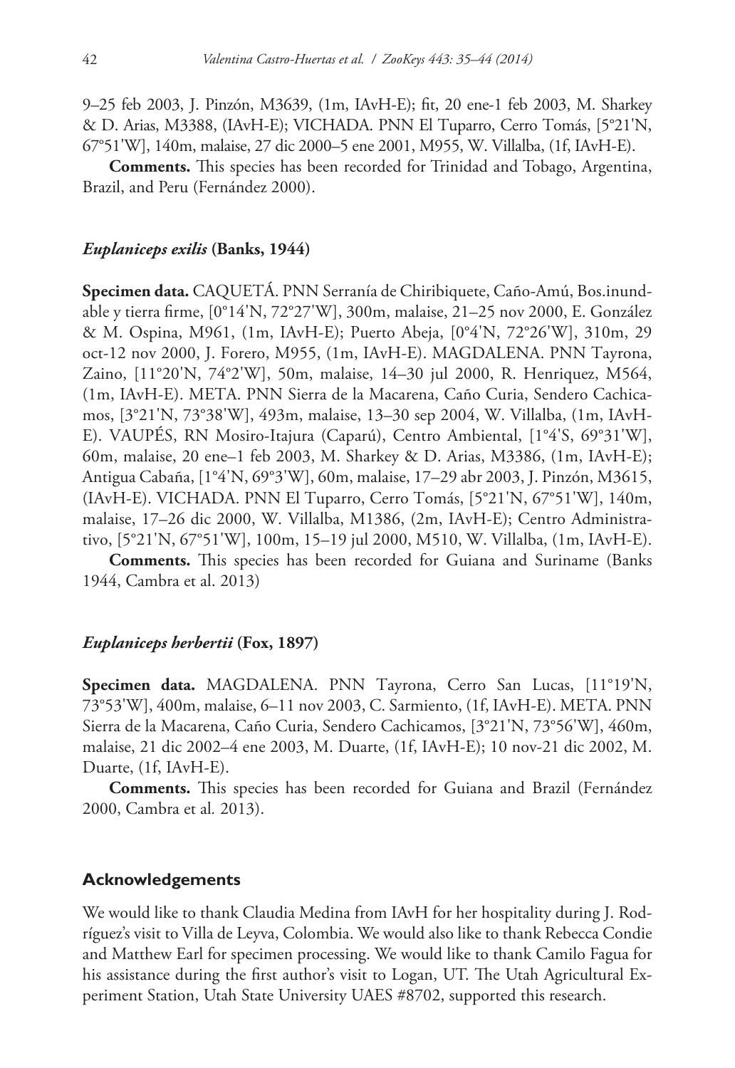9–25 feb 2003, J. Pinzón, M3639, (1m, IAvH-E); fit, 20 ene-1 feb 2003, M. Sharkey & D. Arias, M3388, (IAvH-E); VICHADA. PNN El Tuparro, Cerro Tomás, [5°21'N, 67°51'W], 140m, malaise, 27 dic 2000–5 ene 2001, M955, W. Villalba, (1f, IAvH-E).

**Comments.** This species has been recorded for Trinidad and Tobago, Argentina, Brazil, and Peru (Fernández 2000).

### *Euplaniceps exilis* (Banks, 1944)

**Specimen data.** CAQUETÁ. PNN Serranía de Chiribiquete, Caño-Amú, Bos.inundable y tierra firme, [0°14'N, 72°27'W], 300m, malaise, 21–25 nov 2000, E. González & M. Ospina, M961, (1m, IAvH-E); Puerto Abeja, [0°4'N, 72°26'W], 310m, 29 oct-12 nov 2000, J. Forero, M955, (1m, IAvH-E). MAGDALENA. PNN Tayrona, Zaino, [11°20'N, 74°2'W], 50m, malaise, 14–30 jul 2000, R. Henriquez, M564, (1m, IAvH-E). META. PNN Sierra de la Macarena, Caño Curia, Sendero Cachicamos, [3°21'N, 73°38'W], 493m, malaise, 13–30 sep 2004, W. Villalba, (1m, IAvH-E). VAUPÉS, RN Mosiro-Itajura (Caparú), Centro Ambiental, [1°4'S, 69°31'W], 60m, malaise, 20 ene–1 feb 2003, M. Sharkey & D. Arias, M3386, (1m, IAvH-E); Antigua Cabaña, [1°4'N, 69°3'W], 60m, malaise, 17–29 abr 2003, J. Pinzón, M3615, (IAvH-E). VICHADA. PNN El Tuparro, Cerro Tomás, [5°21'N, 67°51'W], 140m, malaise, 17–26 dic 2000, W. Villalba, M1386, (2m, IAvH-E); Centro Administrativo, [5°21'N, 67°51'W], 100m, 15–19 jul 2000, M510, W. Villalba, (1m, IAvH-E).

**Comments.** This species has been recorded for Guiana and Suriname (Banks 1944, Cambra et al. 2013)

### *Euplaniceps herbertii* (Fox, 1897)

**Specimen data.** MAGDALENA. PNN Tayrona, Cerro San Lucas, [11°19'N, 73°53'W], 400m, malaise, 6–11 nov 2003, C. Sarmiento, (1f, IAvH-E). META. PNN Sierra de la Macarena, Caño Curia, Sendero Cachicamos, [3°21'N, 73°56'W], 460m, malaise, 21 dic 2002–4 ene 2003, M. Duarte, (1f, IAvH-E); 10 nov-21 dic 2002, M. Duarte, (1f, IAvH-E).

**Comments.** This species has been recorded for Guiana and Brazil (Fernández 2000, Cambra et al. 2013).

## Acknowledgements

We would like to thank Claudia Medina from IAvH for her hospitality during J. Rodríguez's visit to Villa de Leyva, Colombia. We would also like to thank Rebecca Condie and Matthew Earl for specimen processing. We would like to thank Camilo Fagua for his assistance during the first author's visit to Logan, UT. The Utah Agricultural Experiment Station, Utah State University UAES #8702, supported this research.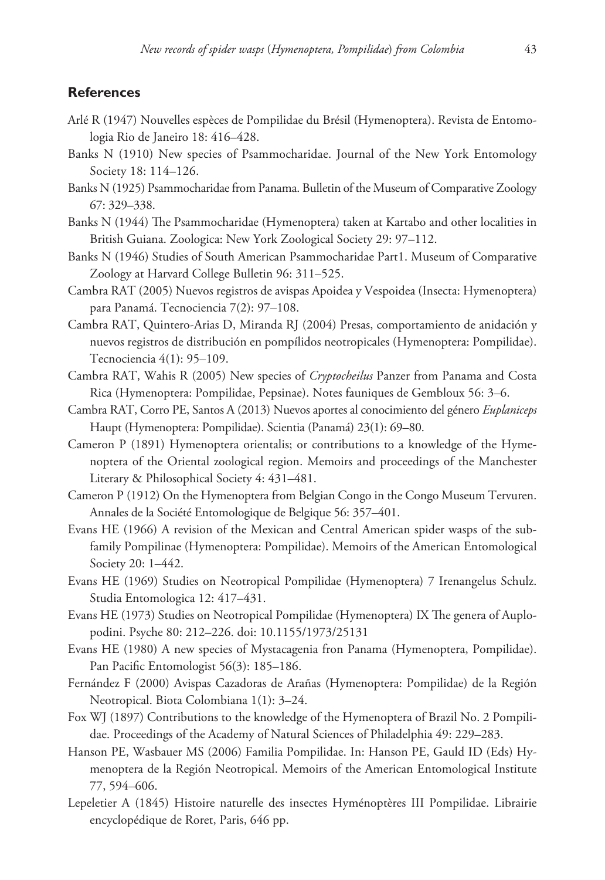## References

Arlé R (1947) Nouvelles espèces de Pompilidae du Brésil (Hymenoptera). Revista de Entomologia Rio de Janeiro 18: 416–428.

Banks N (1910) New species of Psammocharidae. Journal of the New York Entomology Society 18: 114–126.

Banks N (1925) Psammocharidae from Panama. Bulletin of the Museum of Comparative Zoology 67: 329–338.

Banks N (1944) The Psammocharidae (Hymenoptera) taken at Kartabo and other localities in British Guiana. Zoologica: New York Zoological Society 29: 97–112.

Banks N (1946) Studies of South American Psammocharidae Part1. Museum of Comparative Zoology at Harvard College Bulletin 96: 311–525.

Cambra RAT (2005) Nuevos registros de avispas Apoidea y Vespoidea (Insecta: Hymenoptera) para Panamá. Tecnociencia 7(2): 97–108.

Cambra RAT, Quintero-Arias D, Miranda RJ (2004) Presas, comportamiento de anidación y nuevos registros de distribución en pompílidos neotropicales (Hymenoptera: Pompilidae). Tecnociencia 4(1): 95–109.

Cambra RAT, Wahis R (2005) New species of *Cryptocheilus* Panzer from Panama and Costa Rica (Hymenoptera: Pompilidae, Pepsinae). Notes fauniques de Gembloux 56: 3–6.

Cambra RAT, Corro PE, Santos A (2013) Nuevos aportes al conocimiento del género *Euplaniceps* Haupt (Hymenoptera: Pompilidae). Scientia (Panamá) 23(1): 69–80.

Cameron P (1891) Hymenoptera orientalis; or contributions to a knowledge of the Hymenoptera of the Oriental zoological region. Memoirs and proceedings of the Manchester Literary & Philosophical Society 4: 431–481.

Cameron P (1912) On the Hymenoptera from Belgian Congo in the Congo Museum Tervuren. Annales de la Société Entomologique de Belgique 56: 357–401.

Evans HE (1966) A revision of the Mexican and Central American spider wasps of the subfamily Pompilinae (Hymenoptera: Pompilidae). Memoirs of the American Entomological Society 20: 1–442.

Evans HE (1969) Studies on Neotropical Pompilidae (Hymenoptera) 7 Irenangelus Schulz. Studia Entomologica 12: 417–431.

Evans HE (1973) Studies on Neotropical Pompilidae (Hymenoptera) IX The genera of Auplopodini. Psyche 80: 212–226. doi: 10.1155/1973/25131

Evans HE (1980) A new species of Mystacagenia fron Panama (Hymenoptera, Pompilidae). Pan Pacific Entomologist 56(3): 185–186.

Fernández F (2000) Avispas Cazadoras de Arañas (Hymenoptera: Pompilidae) de la Región Neotropical. Biota Colombiana 1(1): 3–24.

Fox WJ (1897) Contributions to the knowledge of the Hymenoptera of Brazil No. 2 Pompilidae. Proceedings of the Academy of Natural Sciences of Philadelphia 49: 229–283.

Hanson PE, Wasbauer MS (2006) Familia Pompilidae. In: Hanson PE, Gauld ID (Eds) Hymenoptera de la Región Neotropical. Memoirs of the American Entomological Institute 77, 594–606.

Lepeletier A (1845) Histoire naturelle des insectes Hyménoptères III Pompilidae. Librairie encyclopédique de Roret, Paris, 646 pp.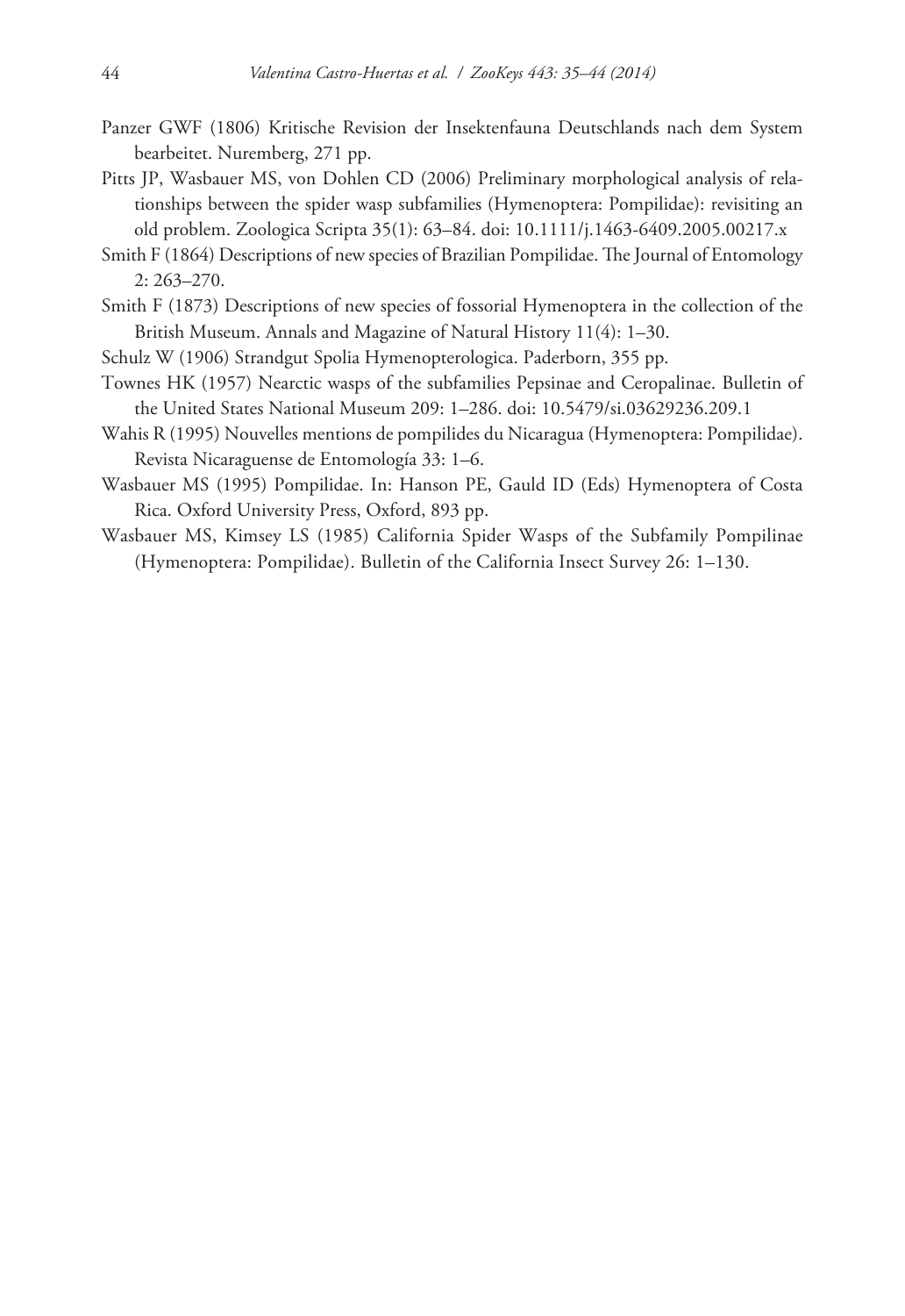Panzer GWF (1806) Kritische Revision der Insektenfauna Deutschlands nach dem System bearbeitet. Nuremberg, 271 pp.

Pitts JP, Wasbauer MS, von Dohlen CD (2006) Preliminary morphological analysis of relationships between the spider wasp subfamilies (Hymenoptera: Pompilidae): revisiting an old problem. Zoologica Scripta 35(1): 63–84. doi: 10.1111/j.1463-6409.2005.00217.x

Smith F (1864) Descriptions of new species of Brazilian Pompilidae. The Journal of Entomology 2: 263–270.

Smith F (1873) Descriptions of new species of fossorial Hymenoptera in the collection of the British Museum. Annals and Magazine of Natural History 11(4): 1–30.

Schulz W (1906) Strandgut Spolia Hymenopterologica. Paderborn, 355 pp.

Townes HK (1957) Nearctic wasps of the subfamilies Pepsinae and Ceropalinae. Bulletin of the United States National Museum 209: 1–286. doi: 10.5479/si.03629236.209.1

Wahis R (1995) Nouvelles mentions de pompilides du Nicaragua (Hymenoptera: Pompilidae). Revista Nicaraguense de Entomología 33: 1–6.

Wasbauer MS (1995) Pompilidae. In: Hanson PE, Gauld ID (Eds) Hymenoptera of Costa Rica. Oxford University Press, Oxford, 893 pp.

Wasbauer MS, Kimsey LS (1985) California Spider Wasps of the Subfamily Pompilinae (Hymenoptera: Pompilidae). Bulletin of the California Insect Survey 26: 1–130.